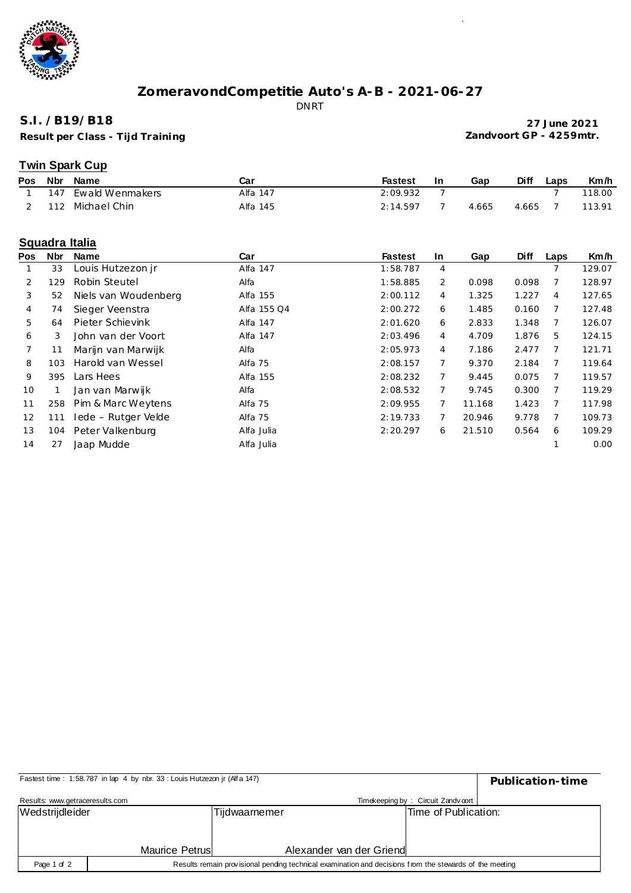# ZomeravondCompetitie Auto's A-B - 2021-06-27

DNRT

**S.I. / B19/B18**

**Result per Class - Tijd Training**

**27 June 2021**
**Zandvoort GP - 4259mtr.**

## Twin Spark Cup

| Pos | Nbr | Name | Car | Fastest | In | Gap | Diff | Laps | Km/h |
|---|---|---|---|---|---|---|---|---|---|
| 1 | 147 | Ewald Wenmakers | Alfa 147 | 2:09.932 | 7 | | | 7 | 118.00 |
| 2 | 112 | Michael Chin | Alfa 145 | 2:14.597 | 7 | 4.665 | 4.665 | 7 | 113.91 |

## Squadra Italia

| Pos | Nbr | Name | Car | Fastest | In | Gap | Diff | Laps | Km/h |
|---|---|---|---|---|---|---|---|---|---|
| 1 | 33 | Louis Hutzezon jr | Alfa 147 | 1:58.787 | 4 | | | 7 | 129.07 |
| 2 | 129 | Robin Steutel | Alfa | 1:58.885 | 2 | 0.098 | 0.098 | 7 | 128.97 |
| 3 | 52 | Niels van Woudenberg | Alfa 155 | 2:00.112 | 4 | 1.325 | 1.227 | 4 | 127.65 |
| 4 | 74 | Sieger Veenstra | Alfa 155 Q4 | 2:00.272 | 6 | 1.485 | 0.160 | 7 | 127.48 |
| 5 | 64 | Pieter Schievink | Alfa 147 | 2:01.620 | 6 | 2.833 | 1.348 | 7 | 126.07 |
| 6 | 3 | John van der Voort | Alfa 147 | 2:03.496 | 4 | 4.709 | 1.876 | 5 | 124.15 |
| 7 | 11 | Marijn van Marwijk | Alfa | 2:05.973 | 4 | 7.186 | 2.477 | 7 | 121.71 |
| 8 | 103 | Harold van Wessel | Alfa 75 | 2:08.157 | 7 | 9.370 | 2.184 | 7 | 119.64 |
| 9 | 395 | Lars Hees | Alfa 155 | 2:08.232 | 7 | 9.445 | 0.075 | 7 | 119.57 |
| 10 | 1 | Jan van Marwijk | Alfa | 2:08.532 | 7 | 9.745 | 0.300 | 7 | 119.29 |
| 11 | 258 | Pim & Marc Weytens | Alfa 75 | 2:09.955 | 7 | 11.168 | 1.423 | 7 | 117.98 |
| 12 | 111 | Iede – Rutger Velde | Alfa 75 | 2:19.733 | 7 | 20.946 | 9.778 | 7 | 109.73 |
| 13 | 104 | Peter Valkenburg | Alfa Julia | 2:20.297 | 6 | 21.510 | 0.564 | 6 | 109.29 |
| 14 | 27 | Jaap Mudde | Alfa Julia | | | | | 1 | 0.00 |

Fastest time : 1:58.787 in lap 4 by nbr. 33 : Louis Hutzezon jr (Alfa 147)

**Publication-time**

Results: www.getraceresults.com

Timekeeping by : Circuit Zandvoort

| Wedstrijdleider | Tijdwaarnemer | Time of Publication: |
|---|---|---|
| Maurice Petrus | Alexander van der Griend | |

Results remain provisional pending technical examination and decisions from the stewards of the meeting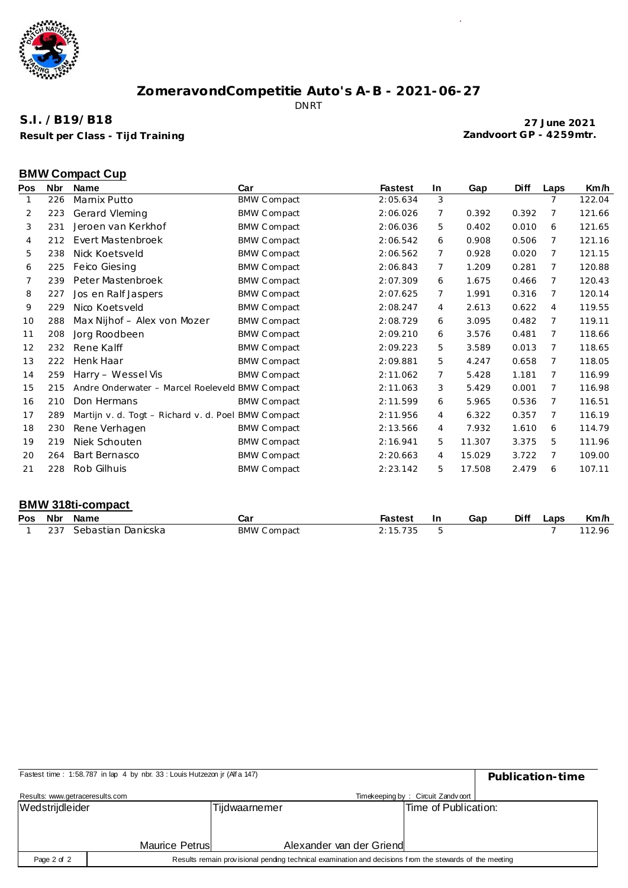# ZomeravondCompetitie Auto's A-B - 2021-06-27

DNRT

**S.I. / B19/B18**

**Result per Class - Tijd Training**

**27 June 2021**

**Zandvoort GP - 4259mtr.**

## BMW Compact Cup

| Pos | Nbr | Name | Car | Fastest | In | Gap | Diff | Laps | Km/h |
|---|---|---|---|---|---|---|---|---|---|
| 1 | 226 | Marnix Putto | BMW Compact | 2:05.634 | 3 | | | 7 | 122.04 |
| 2 | 223 | Gerard Vleming | BMW Compact | 2:06.026 | 7 | 0.392 | 0.392 | 7 | 121.66 |
| 3 | 231 | Jeroen van Kerkhof | BMW Compact | 2:06.036 | 5 | 0.402 | 0.010 | 6 | 121.65 |
| 4 | 212 | Evert Mastenbroek | BMW Compact | 2:06.542 | 6 | 0.908 | 0.506 | 7 | 121.16 |
| 5 | 238 | Nick Koetsveld | BMW Compact | 2:06.562 | 7 | 0.928 | 0.020 | 7 | 121.15 |
| 6 | 225 | Feico Giesing | BMW Compact | 2:06.843 | 7 | 1.209 | 0.281 | 7 | 120.88 |
| 7 | 239 | Peter Mastenbroek | BMW Compact | 2:07.309 | 6 | 1.675 | 0.466 | 7 | 120.43 |
| 8 | 227 | Jos en Ralf Jaspers | BMW Compact | 2:07.625 | 7 | 1.991 | 0.316 | 7 | 120.14 |
| 9 | 229 | Nico Koetsveld | BMW Compact | 2:08.247 | 4 | 2.613 | 0.622 | 4 | 119.55 |
| 10 | 288 | Max Nijhof - Alex von Mozer | BMW Compact | 2:08.729 | 6 | 3.095 | 0.482 | 7 | 119.11 |
| 11 | 208 | Jorg Roodbeen | BMW Compact | 2:09.210 | 6 | 3.576 | 0.481 | 7 | 118.66 |
| 12 | 232 | Rene Kalff | BMW Compact | 2:09.223 | 5 | 3.589 | 0.013 | 7 | 118.65 |
| 13 | 222 | Henk Haar | BMW Compact | 2:09.881 | 5 | 4.247 | 0.658 | 7 | 118.05 |
| 14 | 259 | Harry - Wessel Vis | BMW Compact | 2:11.062 | 7 | 5.428 | 1.181 | 7 | 116.99 |
| 15 | 215 | Andre Onderwater - Marcel Roeleveld | BMW Compact | 2:11.063 | 3 | 5.429 | 0.001 | 7 | 116.98 |
| 16 | 210 | Don Hermans | BMW Compact | 2:11.599 | 6 | 5.965 | 0.536 | 7 | 116.51 |
| 17 | 289 | Martijn v. d. Togt - Richard v. d. Poel | BMW Compact | 2:11.956 | 4 | 6.322 | 0.357 | 7 | 116.19 |
| 18 | 230 | Rene Verhagen | BMW Compact | 2:13.566 | 4 | 7.932 | 1.610 | 6 | 114.79 |
| 19 | 219 | Niek Schouten | BMW Compact | 2:16.941 | 5 | 11.307 | 3.375 | 5 | 111.96 |
| 20 | 264 | Bart Bernasco | BMW Compact | 2:20.663 | 4 | 15.029 | 3.722 | 7 | 109.00 |
| 21 | 228 | Rob Gilhuis | BMW Compact | 2:23.142 | 5 | 17.508 | 2.479 | 6 | 107.11 |

## BMW 318ti-compact

| Pos | Nbr | Name | Car | Fastest | In | Gap | Diff | Laps | Km/h |
|---|---|---|---|---|---|---|---|---|---|
| 1 | 237 | Sebastian Danicska | BMW Compact | 2:15.735 | 5 | | | 7 | 112.96 |

Fastest time : 1:58.787 in lap 4 by nbr. 33 : Louis Hutzezon jr (Alfa 147)

**Publication-time**

Results: www.getraceresults.com

Timekeeping by : Circuit Zandvoort

| Wedstrijdleider | Tijdwaarnemer | Time of Publication: |
|---|---|---|
| Maurice Petrus | Alexander van der Griend | |

Results remain provisional pending technical examination and decisions from the stewards of the meeting